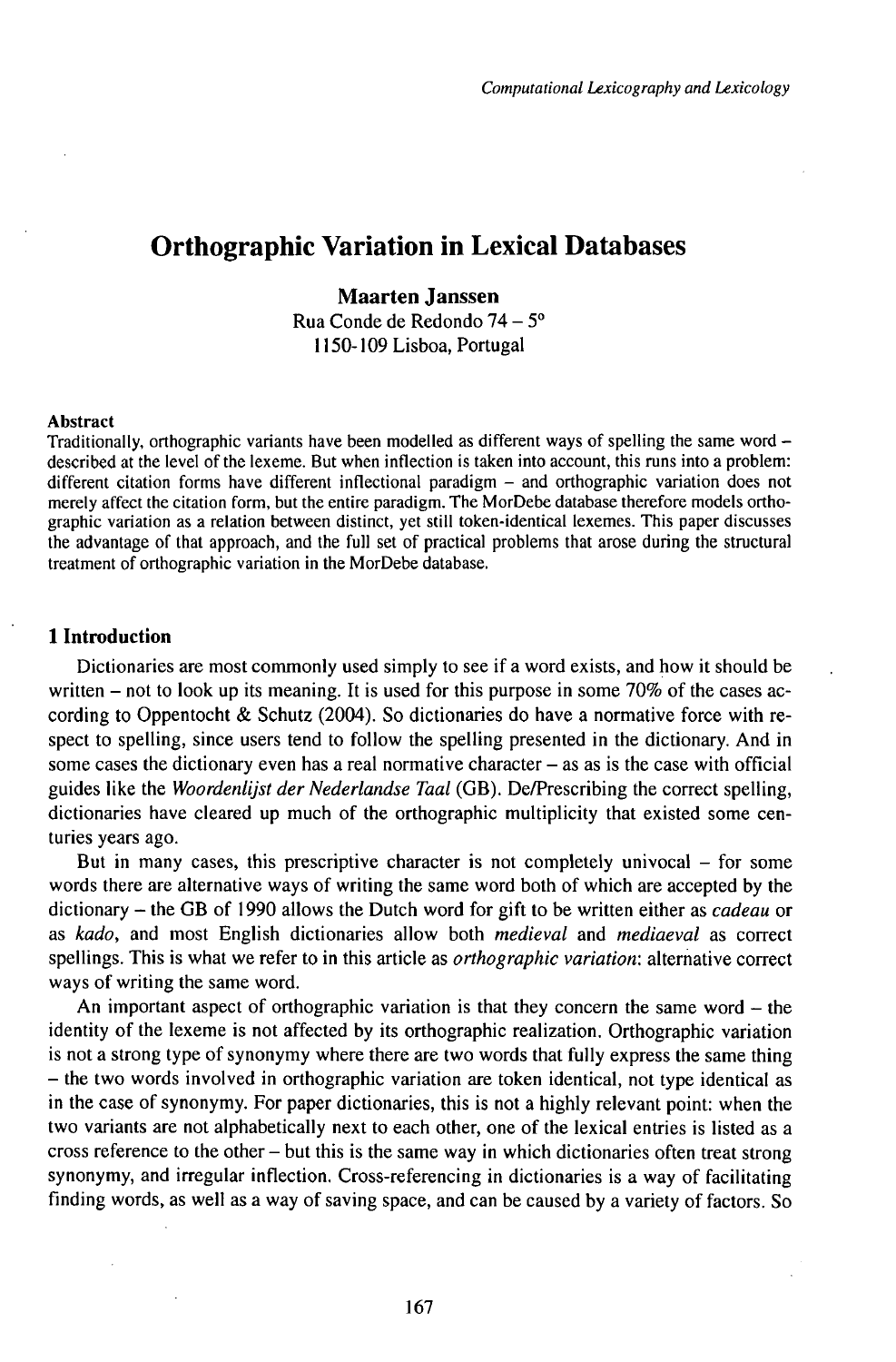# Orthographic Variation in Lexical Databases

**Maarten Janssen**
Rua Conde de Redondo 74 – 5°
1150-109 Lisboa, Portugal

**Abstract**

Traditionally, orthographic variants have been modelled as different ways of spelling the same word – described at the level of the lexeme. But when inflection is taken into account, this runs into a problem: different citation forms have different inflectional paradigm – and orthographic variation does not merely affect the citation form, but the entire paradigm. The MorDebe database therefore models orthographic variation as a relation between distinct, yet still token-identical lexemes. This paper discusses the advantage of that approach, and the full set of practical problems that arose during the structural treatment of orthographic variation in the MorDebe database.

## 1 Introduction

Dictionaries are most commonly used simply to see if a word exists, and how it should be written – not to look up its meaning. It is used for this purpose in some 70% of the cases according to Oppentocht & Schutz (2004). So dictionaries do have a normative force with respect to spelling, since users tend to follow the spelling presented in the dictionary. And in some cases the dictionary even has a real normative character – as as is the case with official guides like the *Woordenlijst der Nederlandse Taal* (GB). De/Prescribing the correct spelling, dictionaries have cleared up much of the orthographic multiplicity that existed some centuries years ago.

But in many cases, this prescriptive character is not completely univocal – for some words there are alternative ways of writing the same word both of which are accepted by the dictionary – the GB of 1990 allows the Dutch word for gift to be written either as *cadeau* or as *kado*, and most English dictionaries allow both *medieval* and *mediaeval* as correct spellings. This is what we refer to in this article as *orthographic variation*: alternative correct ways of writing the same word.

An important aspect of orthographic variation is that they concern the same word – the identity of the lexeme is not affected by its orthographic realization. Orthographic variation is not a strong type of synonymy where there are two words that fully express the same thing – the two words involved in orthographic variation are token identical, not type identical as in the case of synonymy. For paper dictionaries, this is not a highly relevant point: when the two variants are not alphabetically next to each other, one of the lexical entries is listed as a cross reference to the other – but this is the same way in which dictionaries often treat strong synonymy, and irregular inflection. Cross-referencing in dictionaries is a way of facilitating finding words, as well as a way of saving space, and can be caused by a variety of factors. So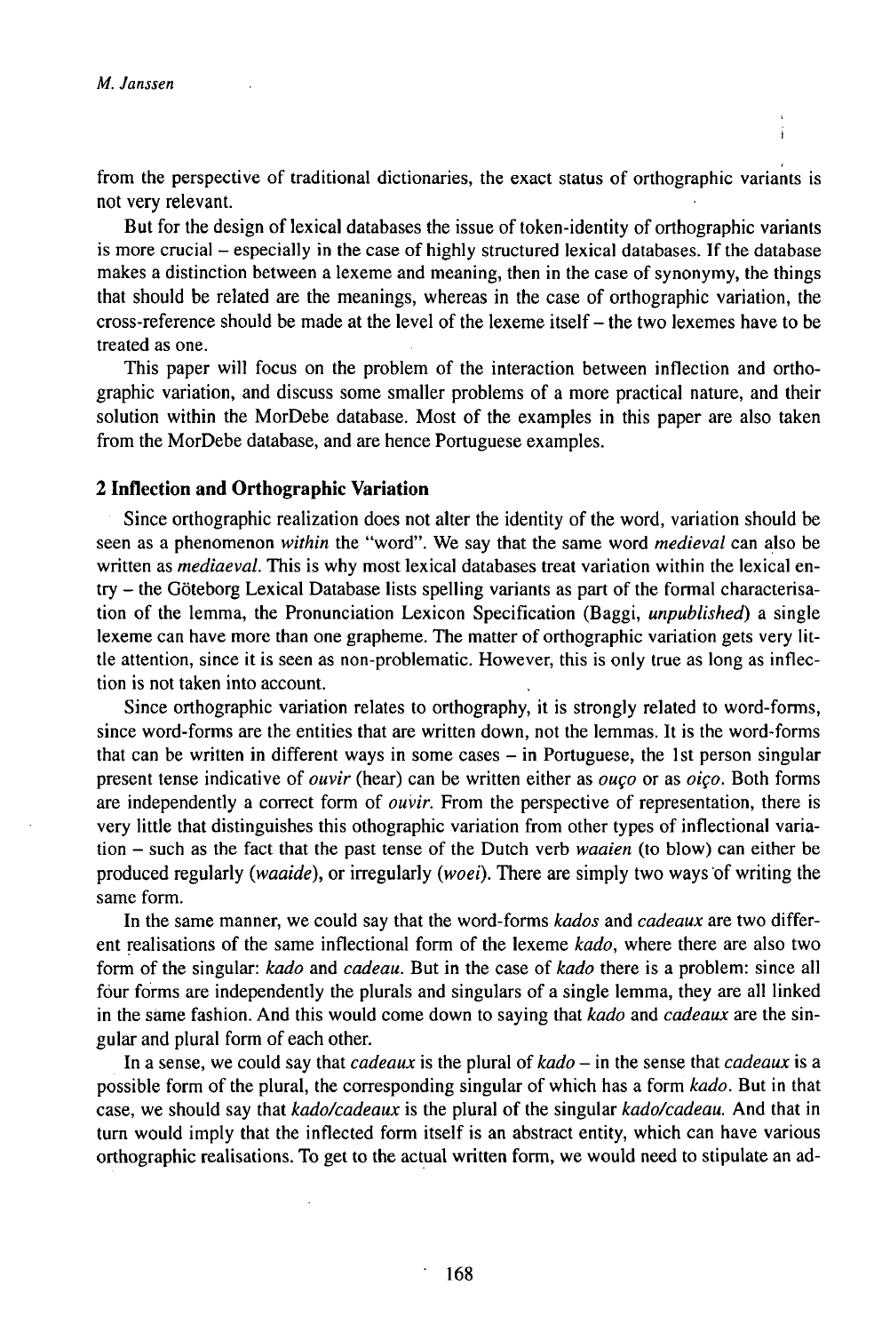from the perspective of traditional dictionaries, the exact status of orthographic variants is not very relevant.

But for the design of lexical databases the issue of token-identity of orthographic variants is more crucial – especially in the case of highly structured lexical databases. If the database makes a distinction between a lexeme and meaning, then in the case of synonymy, the things that should be related are the meanings, whereas in the case of orthographic variation, the cross-reference should be made at the level of the lexeme itself – the two lexemes have to be treated as one.

This paper will focus on the problem of the interaction between inflection and orthographic variation, and discuss some smaller problems of a more practical nature, and their solution within the MorDebe database. Most of the examples in this paper are also taken from the MorDebe database, and are hence Portuguese examples.

## 2 Inflection and Orthographic Variation

Since orthographic realization does not alter the identity of the word, variation should be seen as a phenomenon *within* the "word". We say that the same word *medieval* can also be written as *mediaeval*. This is why most lexical databases treat variation within the lexical entry – the Göteborg Lexical Database lists spelling variants as part of the formal characterisation of the lemma, the Pronunciation Lexicon Specification (Baggi, *unpublished*) a single lexeme can have more than one grapheme. The matter of orthographic variation gets very little attention, since it is seen as non-problematic. However, this is only true as long as inflection is not taken into account.

Since orthographic variation relates to orthography, it is strongly related to word-forms, since word-forms are the entities that are written down, not the lemmas. It is the word-forms that can be written in different ways in some cases – in Portuguese, the 1st person singular present tense indicative of *ouvir* (hear) can be written either as *ouço* or as *oiço*. Both forms are independently a correct form of *ouvir*. From the perspective of representation, there is very little that distinguishes this othographic variation from other types of inflectional variation – such as the fact that the past tense of the Dutch verb *waaien* (to blow) can either be produced regularly (*waaide*), or irregularly (*woei*). There are simply two ways of writing the same form.

In the same manner, we could say that the word-forms *kados* and *cadeaux* are two different realisations of the same inflectional form of the lexeme *kado*, where there are also two form of the singular: *kado* and *cadeau*. But in the case of *kado* there is a problem: since all four forms are independently the plurals and singulars of a single lemma, they are all linked in the same fashion. And this would come down to saying that *kado* and *cadeaux* are the singular and plural form of each other.

In a sense, we could say that *cadeaux* is the plural of *kado* – in the sense that *cadeaux* is a possible form of the plural, the corresponding singular of which has a form *kado*. But in that case, we should say that *kado/cadeaux* is the plural of the singular *kado/cadeau*. And that in turn would imply that the inflected form itself is an abstract entity, which can have various orthographic realisations. To get to the actual written form, we would need to stipulate an ad-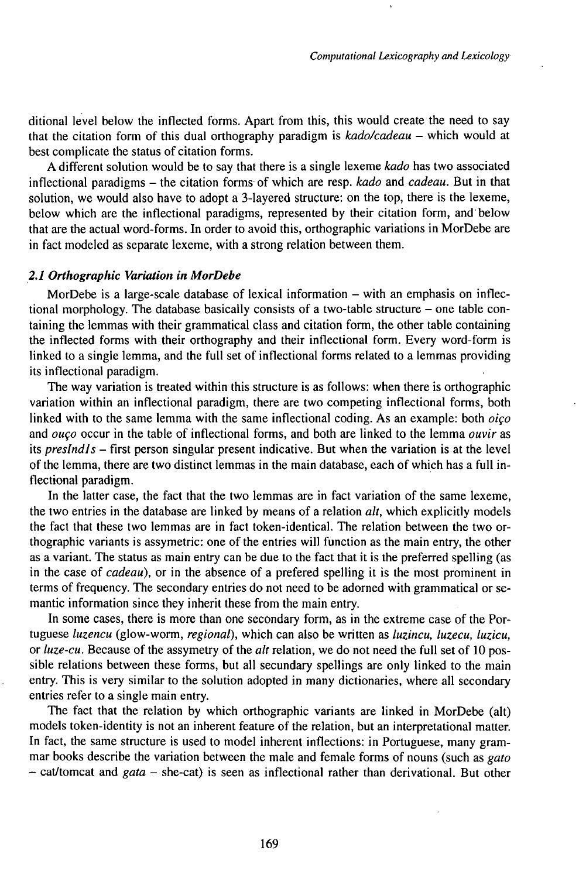ditional level below the inflected forms. Apart from this, this would create the need to say that the citation form of this dual orthography paradigm is *kado/cadeau* – which would at best complicate the status of citation forms.

A different solution would be to say that there is a single lexeme *kado* has two associated inflectional paradigms – the citation forms of which are resp. *kado* and *cadeau*. But in that solution, we would also have to adopt a 3-layered structure: on the top, there is the lexeme, below which are the inflectional paradigms, represented by their citation form, and below that are the actual word-forms. In order to avoid this, orthographic variations in MorDebe are in fact modeled as separate lexeme, with a strong relation between them.

### *2.1 Orthographic Variation in MorDebe*

MorDebe is a large-scale database of lexical information – with an emphasis on inflectional morphology. The database basically consists of a two-table structure – one table containing the lemmas with their grammatical class and citation form, the other table containing the inflected forms with their orthography and their inflectional form. Every word-form is linked to a single lemma, and the full set of inflectional forms related to a lemmas providing its inflectional paradigm.

The way variation is treated within this structure is as follows: when there is orthographic variation within an inflectional paradigm, there are two competing inflectional forms, both linked with to the same lemma with the same inflectional coding. As an example: both *oiço* and *ouço* occur in the table of inflectional forms, and both are linked to the lemma *ouvir* as its *presInd1s* – first person singular present indicative. But when the variation is at the level of the lemma, there are two distinct lemmas in the main database, each of which has a full inflectional paradigm.

In the latter case, the fact that the two lemmas are in fact variation of the same lexeme, the two entries in the database are linked by means of a relation *alt*, which explicitly models the fact that these two lemmas are in fact token-identical. The relation between the two orthographic variants is assymetric: one of the entries will function as the main entry, the other as a variant. The status as main entry can be due to the fact that it is the preferred spelling (as in the case of *cadeau*), or in the absence of a prefered spelling it is the most prominent in terms of frequency. The secondary entries do not need to be adorned with grammatical or semantic information since they inherit these from the main entry.

In some cases, there is more than one secondary form, as in the extreme case of the Portuguese *luzencu* (glow-worm, *regional*), which can also be written as *luzincu, luzecu, luzicu,* or *luze-cu*. Because of the assymetry of the *alt* relation, we do not need the full set of 10 possible relations between these forms, but all secundary spellings are only linked to the main entry. This is very similar to the solution adopted in many dictionaries, where all secondary entries refer to a single main entry.

The fact that the relation by which orthographic variants are linked in MorDebe (alt) models token-identity is not an inherent feature of the relation, but an interpretational matter. In fact, the same structure is used to model inherent inflections: in Portuguese, many grammar books describe the variation between the male and female forms of nouns (such as *gato* – cat/tomcat and *gata* – she-cat) is seen as inflectional rather than derivational. But other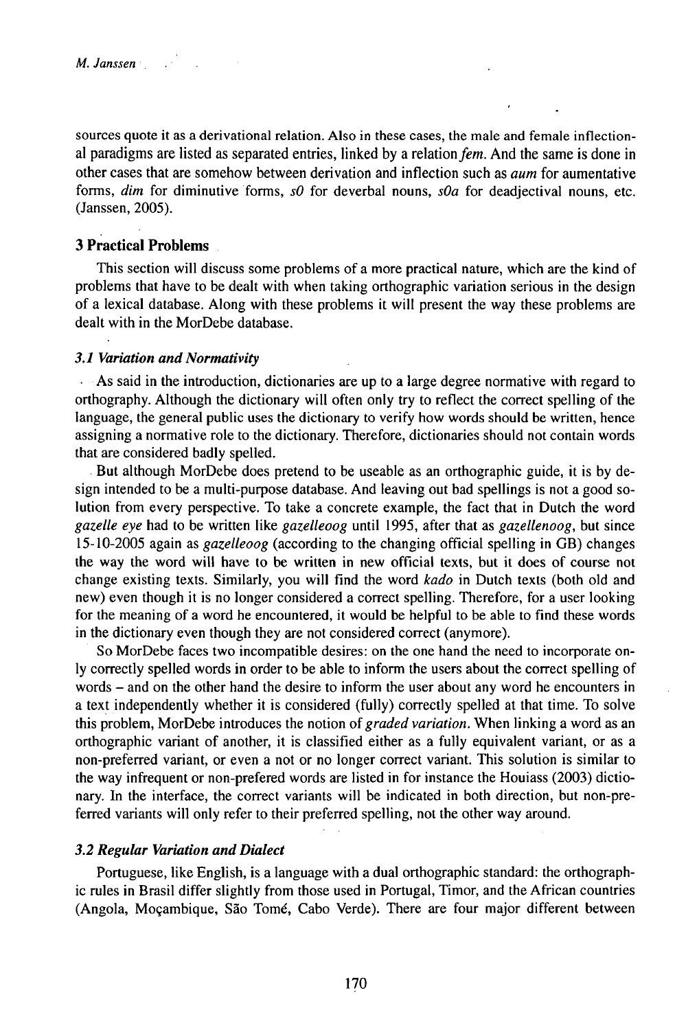sources quote it as a derivational relation. Also in these cases, the male and female inflectional paradigms are listed as separated entries, linked by a relation *fem*. And the same is done in other cases that are somehow between derivation and inflection such as *aum* for aumentative forms, *dim* for diminutive forms, *s0* for deverbal nouns, *s0a* for deadjectival nouns, etc. (Janssen, 2005).

## 3 Practical Problems

This section will discuss some problems of a more practical nature, which are the kind of problems that have to be dealt with when taking orthographic variation serious in the design of a lexical database. Along with these problems it will present the way these problems are dealt with in the MorDebe database.

### *3.1 Variation and Normativity*

As said in the introduction, dictionaries are up to a large degree normative with regard to orthography. Although the dictionary will often only try to reflect the correct spelling of the language, the general public uses the dictionary to verify how words should be written, hence assigning a normative role to the dictionary. Therefore, dictionaries should not contain words that are considered badly spelled.

But although MorDebe does pretend to be useable as an orthographic guide, it is by design intended to be a multi-purpose database. And leaving out bad spellings is not a good solution from every perspective. To take a concrete example, the fact that in Dutch the word *gazelle eye* had to be written like *gazelleoog* until 1995, after that as *gazellenoog*, but since 15-10-2005 again as *gazelleoog* (according to the changing official spelling in GB) changes the way the word will have to be written in new official texts, but it does of course not change existing texts. Similarly, you will find the word *kado* in Dutch texts (both old and new) even though it is no longer considered a correct spelling. Therefore, for a user looking for the meaning of a word he encountered, it would be helpful to be able to find these words in the dictionary even though they are not considered correct (anymore).

So MorDebe faces two incompatible desires: on the one hand the need to incorporate only correctly spelled words in order to be able to inform the users about the correct spelling of words – and on the other hand the desire to inform the user about any word he encounters in a text independently whether it is considered (fully) correctly spelled at that time. To solve this problem, MorDebe introduces the notion of *graded variation*. When linking a word as an orthographic variant of another, it is classified either as a fully equivalent variant, or as a non-preferred variant, or even a not or no longer correct variant. This solution is similar to the way infrequent or non-prefered words are listed in for instance the Houiass (2003) dictionary. In the interface, the correct variants will be indicated in both direction, but non-preferred variants will only refer to their preferred spelling, not the other way around.

### *3.2 Regular Variation and Dialect*

Portuguese, like English, is a language with a dual orthographic standard: the orthographic rules in Brasil differ slightly from those used in Portugal, Timor, and the African countries (Angola, Moçambique, São Tomé, Cabo Verde). There are four major different between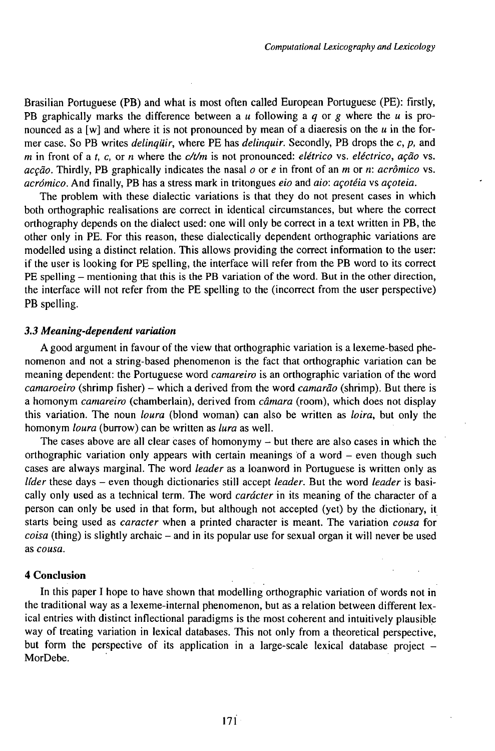Brasilian Portuguese (PB) and what is most often called European Portuguese (PE): firstly, PB graphically marks the difference between a *u* following a *q* or *g* where the *u* is pronounced as a [w] and where it is not pronounced by mean of a diaeresis on the *u* in the former case. So PB writes *delinqüir*, where PE has *delinquir*. Secondly, PB drops the *c, p,* and *m* in front of a *t, c,* or *n* where the *c/t/m* is not pronounced: *elétrico* vs. *eléctrico*, *ação* vs. *acção*. Thirdly, PB graphically indicates the nasal *o* or *e* in front of an *m* or *n*: *acrômico* vs. *acrómico*. And finally, PB has a stress mark in tritongues *eio* and *aio*: *açotéia* vs *açoteia*.

The problem with these dialectic variations is that they do not present cases in which both orthographic realisations are correct in identical circumstances, but where the correct orthography depends on the dialect used: one will only be correct in a text written in PB, the other only in PE. For this reason, these dialectically dependent orthographic variations are modelled using a distinct relation. This allows providing the correct information to the user: if the user is looking for PE spelling, the interface will refer from the PB word to its correct PE spelling – mentioning that this is the PB variation of the word. But in the other direction, the interface will not refer from the PE spelling to the (incorrect from the user perspective) PB spelling.

### *3.3 Meaning-dependent variation*

A good argument in favour of the view that orthographic variation is a lexeme-based phenomenon and not a string-based phenomenon is the fact that orthographic variation can be meaning dependent: the Portuguese word *camareiro* is an orthographic variation of the word *camaroeiro* (shrimp fisher) – which a derived from the word *camarão* (shrimp). But there is a homonym *camareiro* (chamberlain), derived from *câmara* (room), which does not display this variation. The noun *loura* (blond woman) can also be written as *loira*, but only the homonym *loura* (burrow) can be written as *lura* as well.

The cases above are all clear cases of homonymy – but there are also cases in which the orthographic variation only appears with certain meanings of a word – even though such cases are always marginal. The word *leader* as a loanword in Portuguese is written only as *líder* these days – even though dictionaries still accept *leader*. But the word *leader* is basically only used as a technical term. The word *carácter* in its meaning of the character of a person can only be used in that form, but although not accepted (yet) by the dictionary, it starts being used as *caracter* when a printed character is meant. The variation *cousa* for *coisa* (thing) is slightly archaic – and in its popular use for sexual organ it will never be used as *cousa*.

## 4 Conclusion

In this paper I hope to have shown that modelling orthographic variation of words not in the traditional way as a lexeme-internal phenomenon, but as a relation between different lexical entries with distinct inflectional paradigms is the most coherent and intuitively plausible way of treating variation in lexical databases. This not only from a theoretical perspective, but form the perspective of its application in a large-scale lexical database project – MorDebe.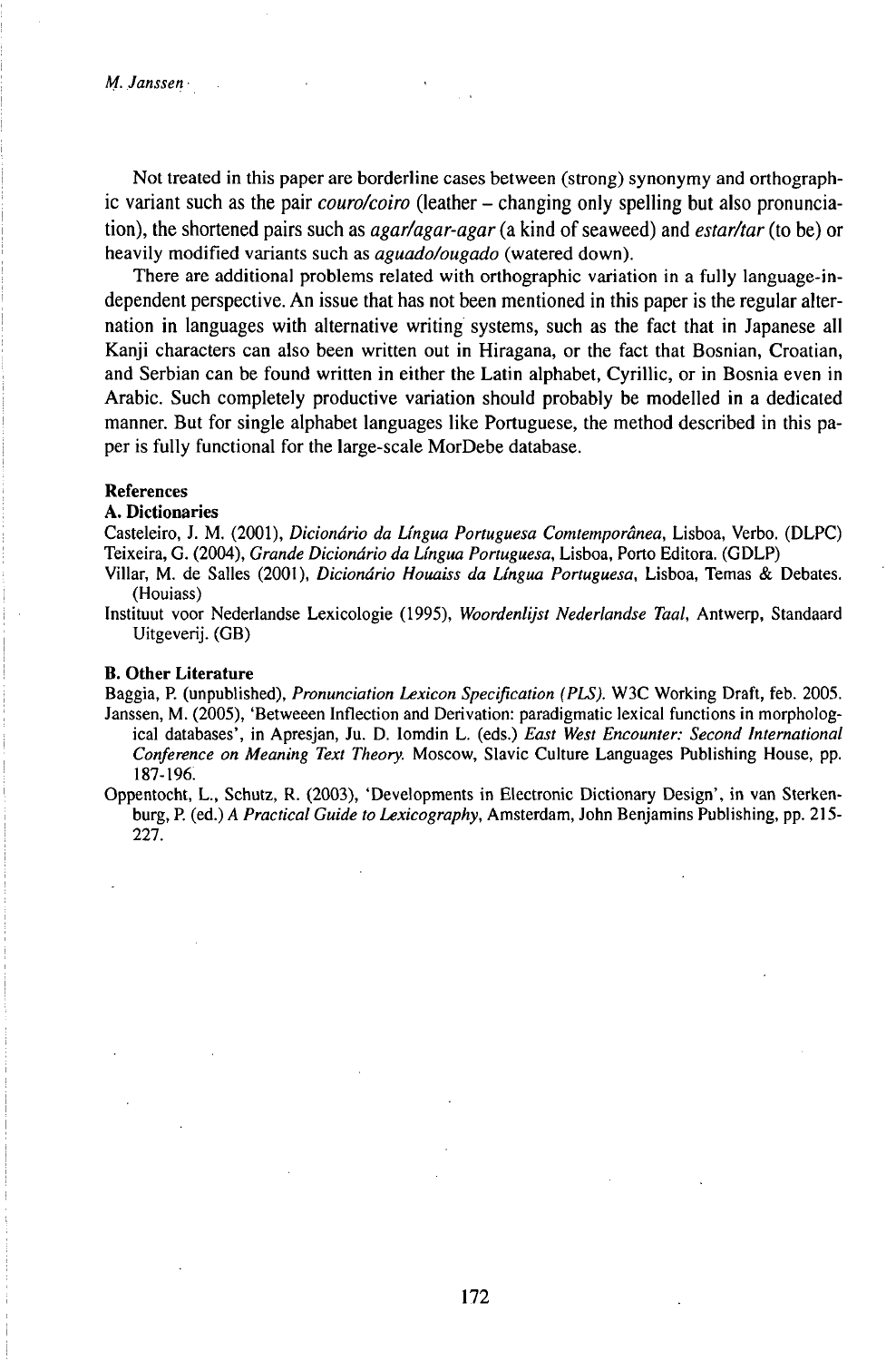Not treated in this paper are borderline cases between (strong) synonymy and orthographic variant such as the pair *couro/coiro* (leather – changing only spelling but also pronunciation), the shortened pairs such as *agar/agar-agar* (a kind of seaweed) and *estar/tar* (to be) or heavily modified variants such as *aguado/ougado* (watered down).

There are additional problems related with orthographic variation in a fully language-independent perspective. An issue that has not been mentioned in this paper is the regular alternation in languages with alternative writing systems, such as the fact that in Japanese all Kanji characters can also been written out in Hiragana, or the fact that Bosnian, Croatian, and Serbian can be found written in either the Latin alphabet, Cyrillic, or in Bosnia even in Arabic. Such completely productive variation should probably be modelled in a dedicated manner. But for single alphabet languages like Portuguese, the method described in this paper is fully functional for the large-scale MorDebe database.

**References**

**A. Dictionaries**

Casteleiro, J. M. (2001), *Dicionário da Língua Portuguesa Comtemporânea*, Lisboa, Verbo. (DLPC)

Teixeira, G. (2004), *Grande Dicionário da Língua Portuguesa*, Lisboa, Porto Editora. (GDLP)

Villar, M. de Salles (2001), *Dicionário Houaiss da Língua Portuguesa*, Lisboa, Temas & Debates. (Houiass)

Instituut voor Nederlandse Lexicologie (1995), *Woordenlijst Nederlandse Taal*, Antwerp, Standaard Uitgeverij. (GB)

**B. Other Literature**

Baggia, P. (unpublished), *Pronunciation Lexicon Specification (PLS)*. W3C Working Draft, feb. 2005.

Janssen, M. (2005), 'Betweeen Inflection and Derivation: paradigmatic lexical functions in morphological databases', in Apresjan, Ju. D. Iomdin L. (eds.) *East West Encounter: Second International Conference on Meaning Text Theory.* Moscow, Slavic Culture Languages Publishing House, pp. 187-196.

Oppentocht, L., Schutz, R. (2003), 'Developments in Electronic Dictionary Design', in van Sterkenburg, P. (ed.) *A Practical Guide to Lexicography*, Amsterdam, John Benjamins Publishing, pp. 215-227.